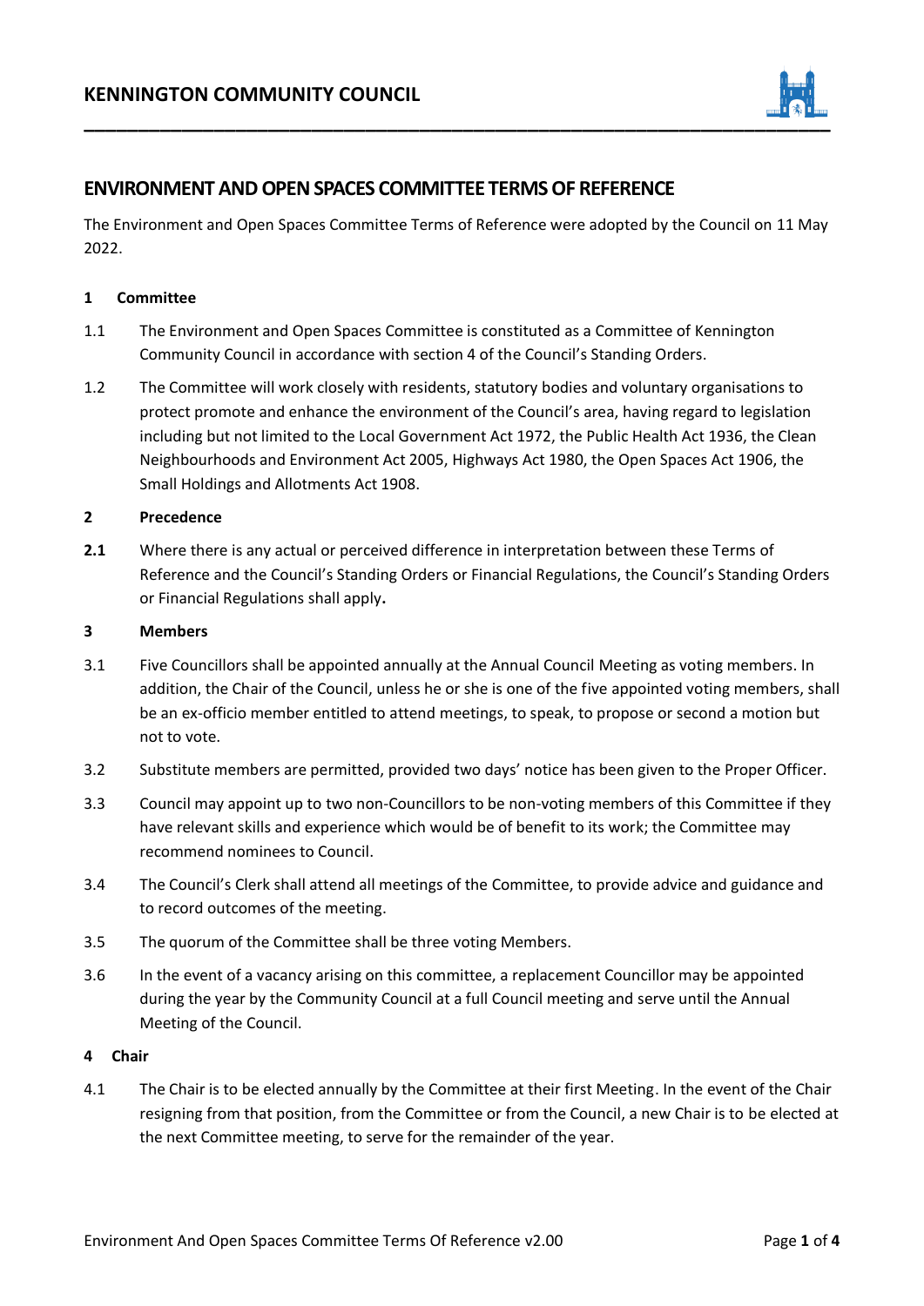# KENNINGTON COMMUNITY COUNCIL

## ENVIRONMENT AND OPEN SPACES COMMITTEE TERMS OF REFERENCE

The Environment and Open Spaces Committee Terms of Reference were adopted by the Council on 11 May 2022.

**1 Committee**

1.1 The Environment and Open Spaces Committee is constituted as a Committee of Kennington Community Council in accordance with section 4 of the Council's Standing Orders.

1.2 The Committee will work closely with residents, statutory bodies and voluntary organisations to protect promote and enhance the environment of the Council's area, having regard to legislation including but not limited to the Local Government Act 1972, the Public Health Act 1936, the Clean Neighbourhoods and Environment Act 2005, Highways Act 1980, the Open Spaces Act 1906, the Small Holdings and Allotments Act 1908.

**2 Precedence**

**2.1** Where there is any actual or perceived difference in interpretation between these Terms of Reference and the Council's Standing Orders or Financial Regulations, the Council's Standing Orders or Financial Regulations shall apply**.**

**3 Members**

3.1 Five Councillors shall be appointed annually at the Annual Council Meeting as voting members. In addition, the Chair of the Council, unless he or she is one of the five appointed voting members, shall be an ex-officio member entitled to attend meetings, to speak, to propose or second a motion but not to vote.

3.2 Substitute members are permitted, provided two days' notice has been given to the Proper Officer.

3.3 Council may appoint up to two non-Councillors to be non-voting members of this Committee if they have relevant skills and experience which would be of benefit to its work; the Committee may recommend nominees to Council.

3.4 The Council's Clerk shall attend all meetings of the Committee, to provide advice and guidance and to record outcomes of the meeting.

3.5 The quorum of the Committee shall be three voting Members.

3.6 In the event of a vacancy arising on this committee, a replacement Councillor may be appointed during the year by the Community Council at a full Council meeting and serve until the Annual Meeting of the Council.

**4 Chair**

4.1 The Chair is to be elected annually by the Committee at their first Meeting. In the event of the Chair resigning from that position, from the Committee or from the Council, a new Chair is to be elected at the next Committee meeting, to serve for the remainder of the year.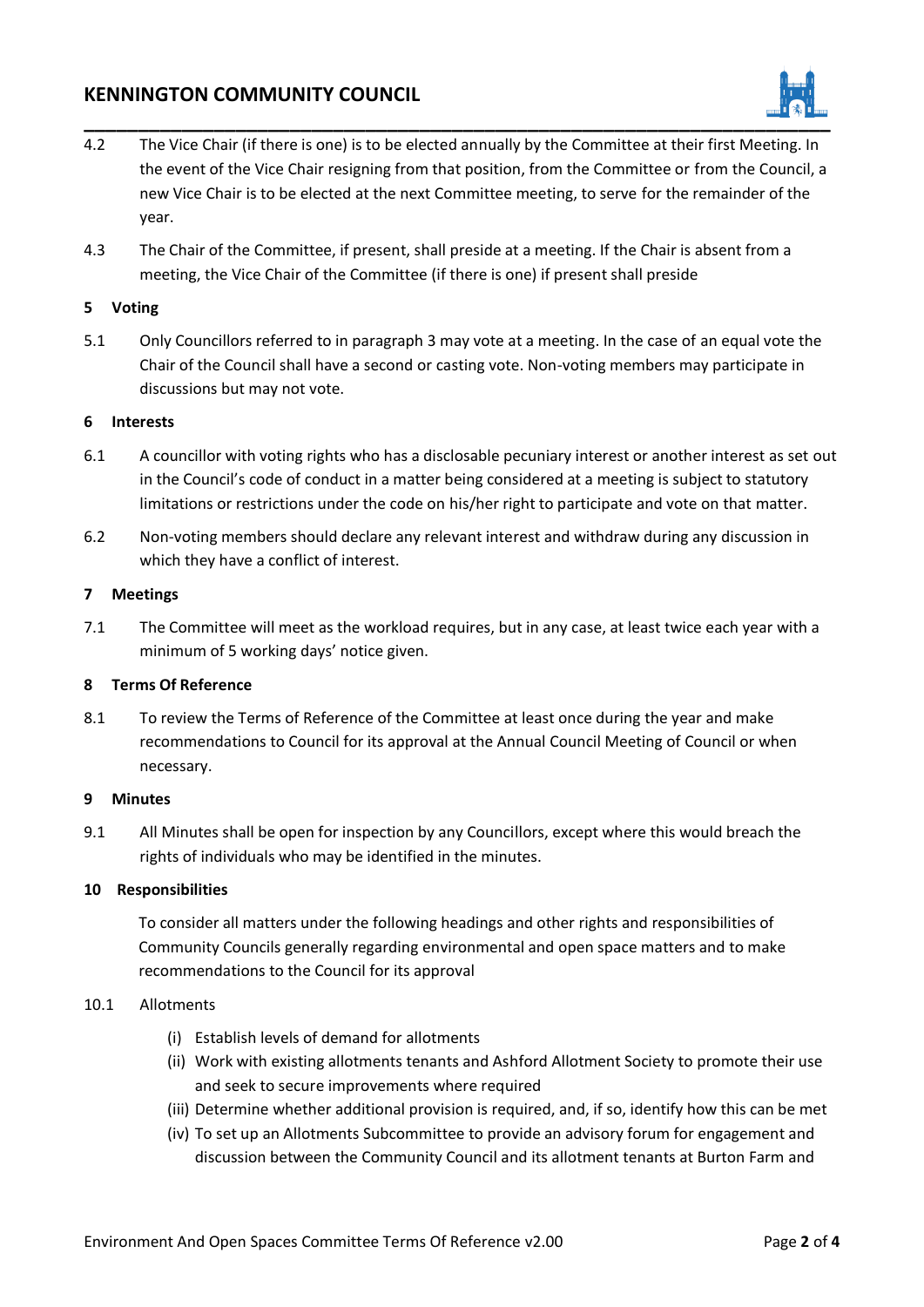4.2 The Vice Chair (if there is one) is to be elected annually by the Committee at their first Meeting. In the event of the Vice Chair resigning from that position, from the Committee or from the Council, a new Vice Chair is to be elected at the next Committee meeting, to serve for the remainder of the year.

4.3 The Chair of the Committee, if present, shall preside at a meeting. If the Chair is absent from a meeting, the Vice Chair of the Committee (if there is one) if present shall preside

## 5 Voting

5.1 Only Councillors referred to in paragraph 3 may vote at a meeting. In the case of an equal vote the Chair of the Council shall have a second or casting vote. Non-voting members may participate in discussions but may not vote.

## 6 Interests

6.1 A councillor with voting rights who has a disclosable pecuniary interest or another interest as set out in the Council's code of conduct in a matter being considered at a meeting is subject to statutory limitations or restrictions under the code on his/her right to participate and vote on that matter.

6.2 Non-voting members should declare any relevant interest and withdraw during any discussion in which they have a conflict of interest.

## 7 Meetings

7.1 The Committee will meet as the workload requires, but in any case, at least twice each year with a minimum of 5 working days' notice given.

## 8 Terms Of Reference

8.1 To review the Terms of Reference of the Committee at least once during the year and make recommendations to Council for its approval at the Annual Council Meeting of Council or when necessary.

## 9 Minutes

9.1 All Minutes shall be open for inspection by any Councillors, except where this would breach the rights of individuals who may be identified in the minutes.

## 10 Responsibilities

To consider all matters under the following headings and other rights and responsibilities of Community Councils generally regarding environmental and open space matters and to make recommendations to the Council for its approval

10.1 Allotments

- (i) Establish levels of demand for allotments
- (ii) Work with existing allotments tenants and Ashford Allotment Society to promote their use and seek to secure improvements where required
- (iii) Determine whether additional provision is required, and, if so, identify how this can be met
- (iv) To set up an Allotments Subcommittee to provide an advisory forum for engagement and discussion between the Community Council and its allotment tenants at Burton Farm and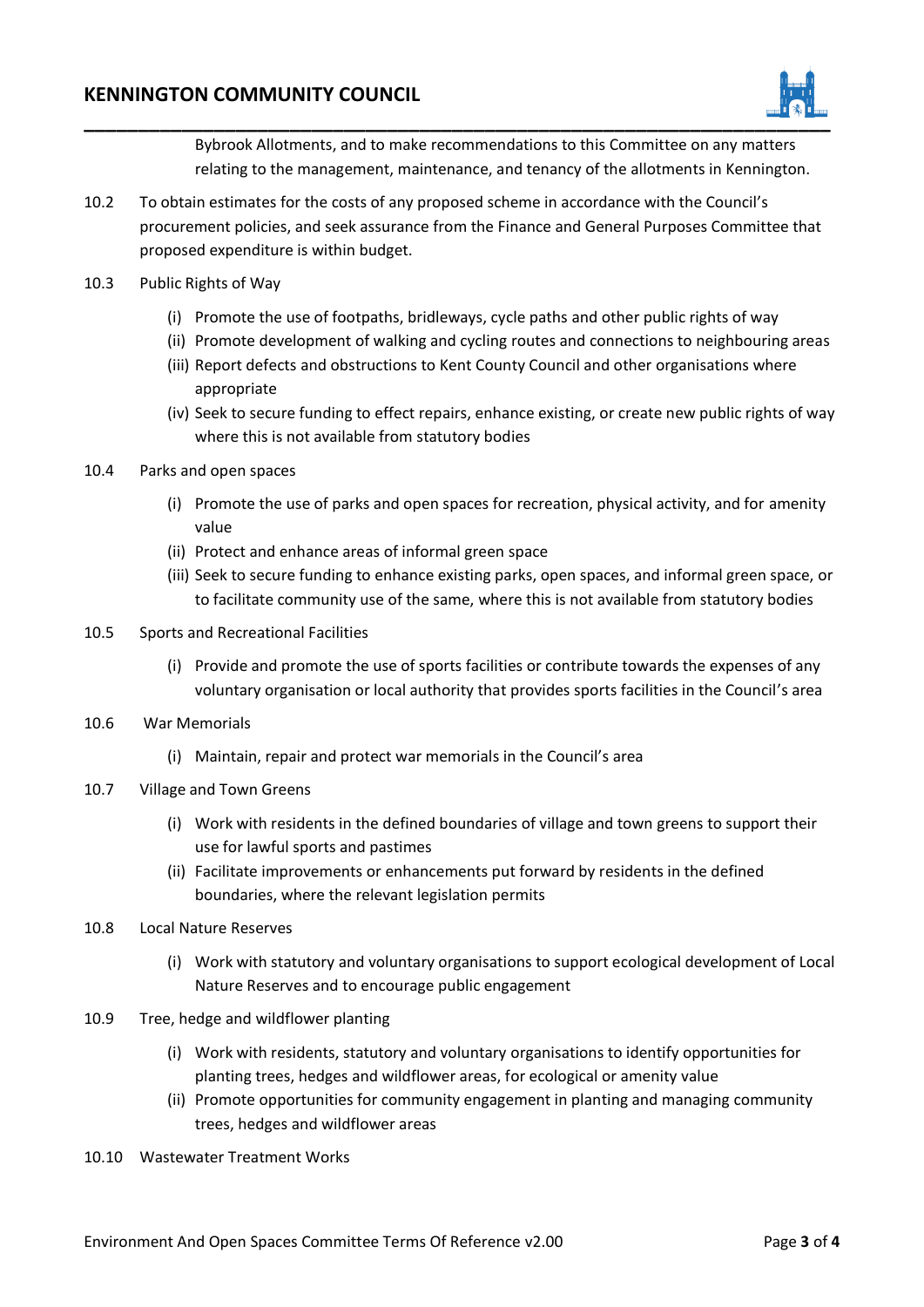Bybrook Allotments, and to make recommendations to this Committee on any matters relating to the management, maintenance, and tenancy of the allotments in Kennington.

10.2 To obtain estimates for the costs of any proposed scheme in accordance with the Council's procurement policies, and seek assurance from the Finance and General Purposes Committee that proposed expenditure is within budget.

10.3 Public Rights of Way

- (i) Promote the use of footpaths, bridleways, cycle paths and other public rights of way
- (ii) Promote development of walking and cycling routes and connections to neighbouring areas
- (iii) Report defects and obstructions to Kent County Council and other organisations where appropriate
- (iv) Seek to secure funding to effect repairs, enhance existing, or create new public rights of way where this is not available from statutory bodies

10.4 Parks and open spaces

- (i) Promote the use of parks and open spaces for recreation, physical activity, and for amenity value
- (ii) Protect and enhance areas of informal green space
- (iii) Seek to secure funding to enhance existing parks, open spaces, and informal green space, or to facilitate community use of the same, where this is not available from statutory bodies

10.5 Sports and Recreational Facilities

- (i) Provide and promote the use of sports facilities or contribute towards the expenses of any voluntary organisation or local authority that provides sports facilities in the Council's area

10.6 War Memorials

- (i) Maintain, repair and protect war memorials in the Council's area

10.7 Village and Town Greens

- (i) Work with residents in the defined boundaries of village and town greens to support their use for lawful sports and pastimes
- (ii) Facilitate improvements or enhancements put forward by residents in the defined boundaries, where the relevant legislation permits

10.8 Local Nature Reserves

- (i) Work with statutory and voluntary organisations to support ecological development of Local Nature Reserves and to encourage public engagement

10.9 Tree, hedge and wildflower planting

- (i) Work with residents, statutory and voluntary organisations to identify opportunities for planting trees, hedges and wildflower areas, for ecological or amenity value
- (ii) Promote opportunities for community engagement in planting and managing community trees, hedges and wildflower areas

10.10 Wastewater Treatment Works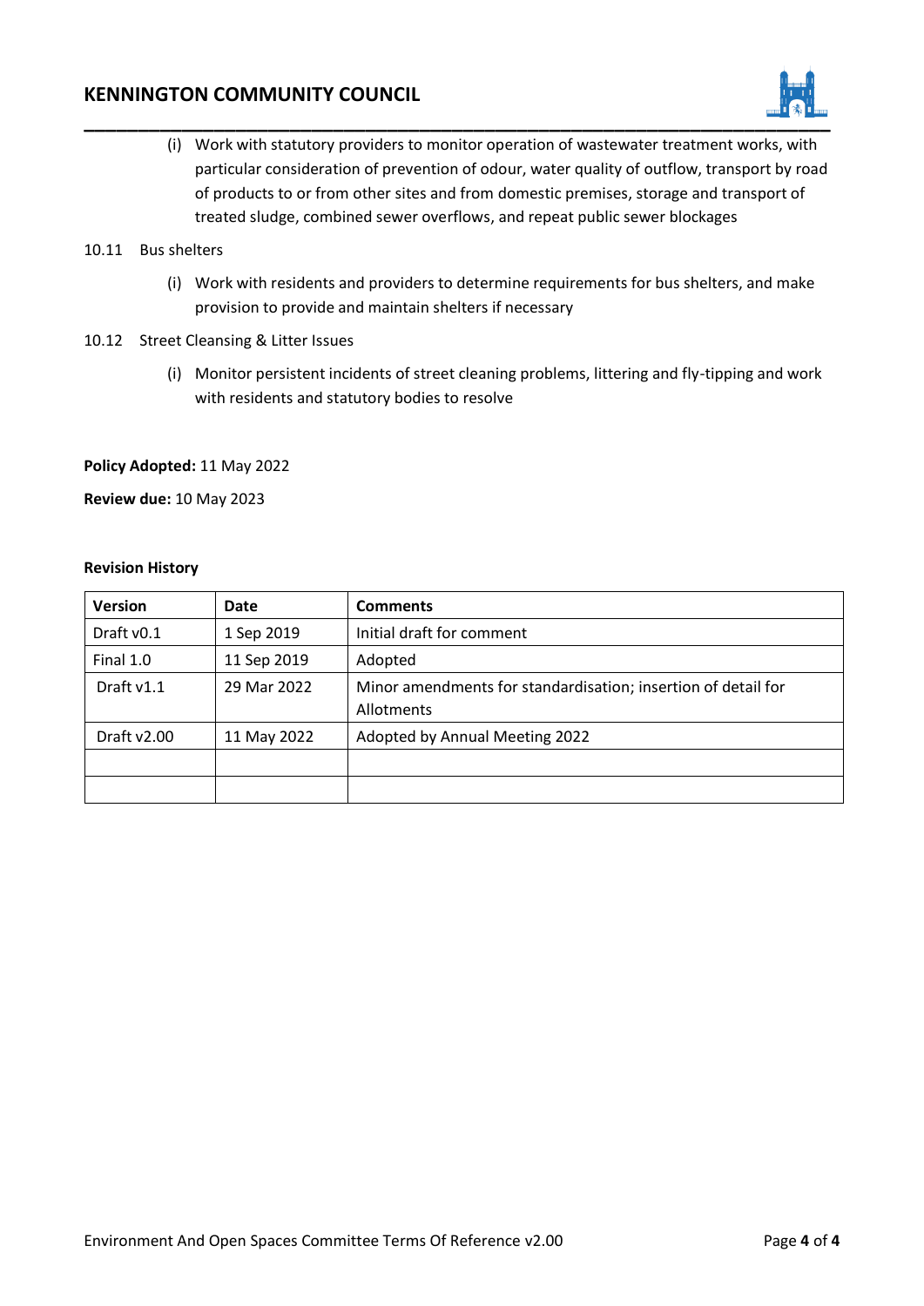(i) Work with statutory providers to monitor operation of wastewater treatment works, with particular consideration of prevention of odour, water quality of outflow, transport by road of products to or from other sites and from domestic premises, storage and transport of treated sludge, combined sewer overflows, and repeat public sewer blockages

10.11 Bus shelters

(i) Work with residents and providers to determine requirements for bus shelters, and make provision to provide and maintain shelters if necessary

10.12 Street Cleansing & Litter Issues

(i) Monitor persistent incidents of street cleaning problems, littering and fly-tipping and work with residents and statutory bodies to resolve

**Policy Adopted:** 11 May 2022

**Review due:** 10 May 2023

**Revision History**

| Version | Date | Comments |
|---|---|---|
| Draft v0.1 | 1 Sep 2019 | Initial draft for comment |
| Final 1.0 | 11 Sep 2019 | Adopted |
| Draft v1.1 | 29 Mar 2022 | Minor amendments for standardisation; insertion of detail for Allotments |
| Draft v2.00 | 11 May 2022 | Adopted by Annual Meeting 2022 |
| | | |
| | | |